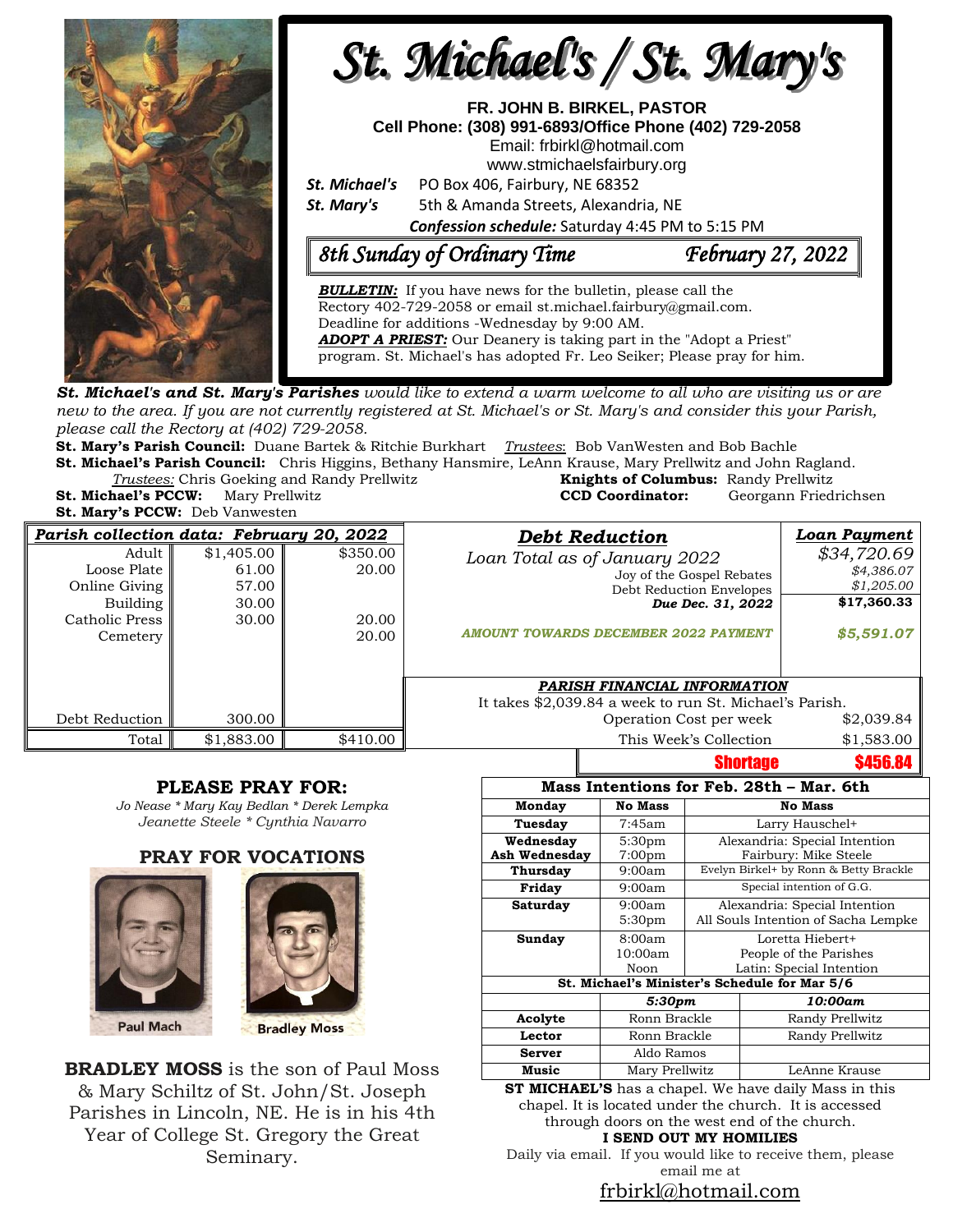# St. Michael's / St. Mary's

**FR. JOHN B. BIRKEL, PASTOR**
**Cell Phone: (308) 991-6893/Office Phone (402) 729-2058**
Email: frbirkl@hotmail.com
www.stmichaelsfairbury.org

***St. Michael's*** PO Box 406, Fairbury, NE 68352
***St. Mary's*** 5th & Amanda Streets, Alexandria, NE

***Confession schedule:*** Saturday 4:45 PM to 5:15 PM

## *8th Sunday of Ordinary Time* — *February 27, 2022*

***BULLETIN:*** If you have news for the bulletin, please call the Rectory 402-729-2058 or email st.michael.fairbury@gmail.com. Deadline for additions -Wednesday by 9:00 AM.

***ADOPT A PRIEST:*** Our Deanery is taking part in the "Adopt a Priest" program. St. Michael's has adopted Fr. Leo Seiker; Please pray for him.

***St. Michael's and St. Mary's Parishes*** *would like to extend a warm welcome to all who are visiting us or are new to the area. If you are not currently registered at St. Michael's or St. Mary's and consider this your Parish, please call the Rectory at (402) 729-2058.*

**St. Mary's Parish Council:** Duane Bartek & Ritchie Burkhart *Trustees*: Bob VanWesten and Bob Bachle
**St. Michael's Parish Council:** Chris Higgins, Bethany Hansmire, LeAnn Krause, Mary Prellwitz and John Ragland.
*Trustees:* Chris Goeking and Randy Prellwitz
**Knights of Columbus:** Randy Prellwitz
**St. Michael's PCCW:** Mary Prellwitz
**CCD Coordinator:** Georgann Friedrichsen
**St. Mary's PCCW:** Deb Vanwesten

| *Parish collection data: February 20, 2022* | | |
|---|---|---|
| Adult | $1,405.00 | $350.00 |
| Loose Plate | 61.00 | 20.00 |
| Online Giving | 57.00 | |
| Building | 30.00 | |
| Catholic Press | 30.00 | 20.00 |
| Cemetery | | 20.00 |
| Debt Reduction | 300.00 | |
| Total | $1,883.00 | $410.00 |

| *Debt Reduction* | *Loan Payment* |
|---|---|
| *Loan Total as of January 2022* | *$34,720.69* |
| Joy of the Gospel Rebates | *$4,386.07* |
| Debt Reduction Envelopes | *$1,205.00* |
| ***Due Dec. 31, 2022*** | **$17,360.33** |
| *AMOUNT TOWARDS DECEMBER 2022 PAYMENT* | *$5,591.07* |

***PARISH FINANCIAL INFORMATION***

It takes $2,039.84 a week to run St. Michael's Parish.

| | |
|---|---|
| Operation Cost per week | $2,039.84 |
| This Week's Collection | $1,583.00 |
| **Shortage** | **$456.84** |

## PLEASE PRAY FOR:

*Jo Nease * Mary Kay Bedlan * Derek Lempka*
*Jeanette Steele * Cynthia Navarro*

## PRAY FOR VOCATIONS

Paul Mach — Bradley Moss

**BRADLEY MOSS** is the son of Paul Moss & Mary Schiltz of St. John/St. Joseph Parishes in Lincoln, NE. He is in his 4th Year of College St. Gregory the Great Seminary.

| Mass Intentions for Feb. 28th – Mar. 6th | | |
|---|---|---|
| **Monday** | **No Mass** | **No Mass** |
| **Tuesday** | 7:45am | Larry Hauschel+ |
| **Wednesday** | 5:30pm | Alexandria: Special Intention |
| **Ash Wednesday** | 7:00pm | Fairbury: Mike Steele |
| **Thursday** | 9:00am | Evelyn Birkel+ by Ronn & Betty Brackle |
| **Friday** | 9:00am | Special intention of G.G. |
| **Saturday** | 9:00am | Alexandria: Special Intention |
| | 5:30pm | All Souls Intention of Sacha Lempke |
| **Sunday** | 8:00am | Loretta Hiebert+ |
| | 10:00am | People of the Parishes |
| | Noon | Latin: Special Intention |

| St. Michael's Minister's Schedule for Mar 5/6 | | |
|---|---|---|
| | *5:30pm* | *10:00am* |
| **Acolyte** | Ronn Brackle | Randy Prellwitz |
| **Lector** | Ronn Brackle | Randy Prellwitz |
| **Server** | Aldo Ramos | |
| **Music** | Mary Prellwitz | LeAnne Krause |

**ST MICHAEL'S** has a chapel. We have daily Mass in this chapel. It is located under the church. It is accessed through doors on the west end of the church.

**I SEND OUT MY HOMILIES**

Daily via email. If you would like to receive them, please email me at

frbirkl@hotmail.com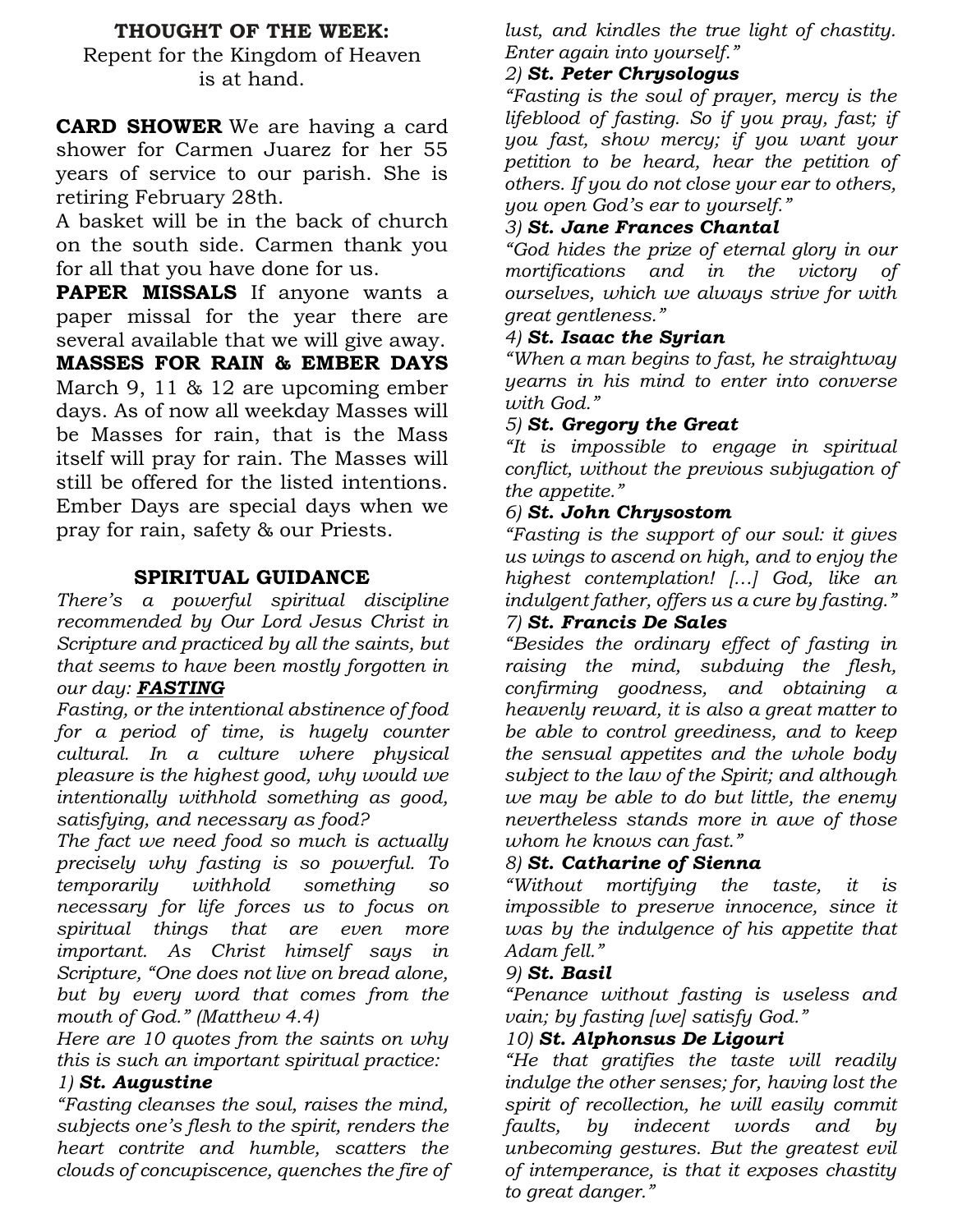**THOUGHT OF THE WEEK:**
Repent for the Kingdom of Heaven is at hand.

**CARD SHOWER** We are having a card shower for Carmen Juarez for her 55 years of service to our parish. She is retiring February 28th.
A basket will be in the back of church on the south side. Carmen thank you for all that you have done for us.

**PAPER MISSALS** If anyone wants a paper missal for the year there are several available that we will give away.

**MASSES FOR RAIN & EMBER DAYS** March 9, 11 & 12 are upcoming ember days. As of now all weekday Masses will be Masses for rain, that is the Mass itself will pray for rain. The Masses will still be offered for the listed intentions. Ember Days are special days when we pray for rain, safety & our Priests.

## SPIRITUAL GUIDANCE

*There's a powerful spiritual discipline recommended by Our Lord Jesus Christ in Scripture and practiced by all the saints, but that seems to have been mostly forgotten in our day:* ***FASTING***

*Fasting, or the intentional abstinence of food for a period of time, is hugely counter cultural. In a culture where physical pleasure is the highest good, why would we intentionally withhold something as good, satisfying, and necessary as food?*

*The fact we need food so much is actually precisely why fasting is so powerful. To temporarily withhold something so necessary for life forces us to focus on spiritual things that are even more important. As Christ himself says in Scripture, "One does not live on bread alone, but by every word that comes from the mouth of God." (Matthew 4.4)*

*Here are 10 quotes from the saints on why this is such an important spiritual practice:*

*1)* ***St. Augustine***
*"Fasting cleanses the soul, raises the mind, subjects one's flesh to the spirit, renders the heart contrite and humble, scatters the clouds of concupiscence, quenches the fire of lust, and kindles the true light of chastity. Enter again into yourself."*

*2)* ***St. Peter Chrysologus***
*"Fasting is the soul of prayer, mercy is the lifeblood of fasting. So if you pray, fast; if you fast, show mercy; if you want your petition to be heard, hear the petition of others. If you do not close your ear to others, you open God's ear to yourself."*

*3)* ***St. Jane Frances Chantal***
*"God hides the prize of eternal glory in our mortifications and in the victory of ourselves, which we always strive for with great gentleness."*

*4)* ***St. Isaac the Syrian***
*"When a man begins to fast, he straightway yearns in his mind to enter into converse with God."*

*5)* ***St. Gregory the Great***
*"It is impossible to engage in spiritual conflict, without the previous subjugation of the appetite."*

*6)* ***St. John Chrysostom***
*"Fasting is the support of our soul: it gives us wings to ascend on high, and to enjoy the highest contemplation! […] God, like an indulgent father, offers us a cure by fasting."*

*7)* ***St. Francis De Sales***
*"Besides the ordinary effect of fasting in raising the mind, subduing the flesh, confirming goodness, and obtaining a heavenly reward, it is also a great matter to be able to control greediness, and to keep the sensual appetites and the whole body subject to the law of the Spirit; and although we may be able to do but little, the enemy nevertheless stands more in awe of those whom he knows can fast."*

*8)* ***St. Catharine of Sienna***
*"Without mortifying the taste, it is impossible to preserve innocence, since it was by the indulgence of his appetite that Adam fell."*

*9)* ***St. Basil***
*"Penance without fasting is useless and vain; by fasting [we] satisfy God."*

*10)* ***St. Alphonsus De Ligouri***
*"He that gratifies the taste will readily indulge the other senses; for, having lost the spirit of recollection, he will easily commit faults, by indecent words and by unbecoming gestures. But the greatest evil of intemperance, is that it exposes chastity to great danger."*